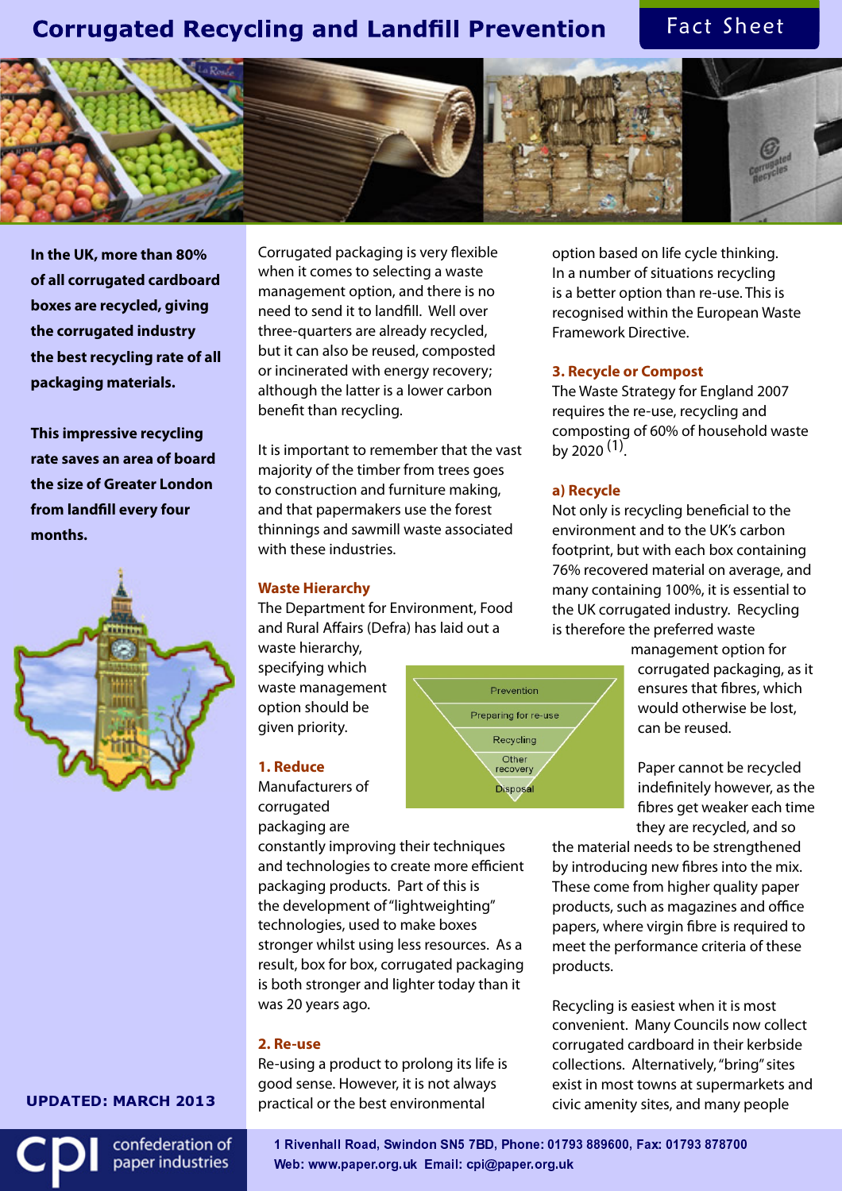# Corrugated Recycling and Landfill Prevention

Fact Sheet

**In the UK, more than 80% of all corrugated cardboard boxes are recycled, giving the corrugated industry the best recycling rate of all packaging materials.**

**This impressive recycling rate saves an area of board the size of Greater London from landfill every four months.**

**UPDATED: MARCH 2013**

Corrugated packaging is very flexible when it comes to selecting a waste management option, and there is no need to send it to landfill. Well over three-quarters are already recycled, but it can also be reused, composted or incinerated with energy recovery; although the latter is a lower carbon benefit than recycling.

It is important to remember that the vast majority of the timber from trees goes to construction and furniture making, and that papermakers use the forest thinnings and sawmill waste associated with these industries.

## Waste Hierarchy

The Department for Environment, Food and Rural Affairs (Defra) has laid out a waste hierarchy, specifying which waste management option should be given priority.

- Prevention
- Preparing for re-use
- Recycling
- Other recovery
- Disposal

### 1. Reduce

Manufacturers of corrugated packaging are constantly improving their techniques and technologies to create more efficient packaging products. Part of this is the development of "lightweighting" technologies, used to make boxes stronger whilst using less resources. As a result, box for box, corrugated packaging is both stronger and lighter today than it was 20 years ago.

### 2. Re-use

Re-using a product to prolong its life is good sense. However, it is not always practical or the best environmental option based on life cycle thinking. In a number of situations recycling is a better option than re-use. This is recognised within the European Waste Framework Directive.

### 3. Recycle or Compost

The Waste Strategy for England 2007 requires the re-use, recycling and composting of 60% of household waste by 2020 (1).

#### a) Recycle

Not only is recycling beneficial to the environment and to the UK's carbon footprint, but with each box containing 76% recovered material on average, and many containing 100%, it is essential to the UK corrugated industry. Recycling is therefore the preferred waste management option for corrugated packaging, as it ensures that fibres, which would otherwise be lost, can be reused.

Paper cannot be recycled indefinitely however, as the fibres get weaker each time they are recycled, and so the material needs to be strengthened by introducing new fibres into the mix. These come from higher quality paper products, such as magazines and office papers, where virgin fibre is required to meet the performance criteria of these products.

Recycling is easiest when it is most convenient. Many Councils now collect corrugated cardboard in their kerbside collections. Alternatively, "bring" sites exist in most towns at supermarkets and civic amenity sites, and many people

confederation of paper industries

1 Rivenhall Road, Swindon SN5 7BD, Phone: 01793 889600, Fax: 01793 878700
Web: www.paper.org.uk Email: cpi@paper.org.uk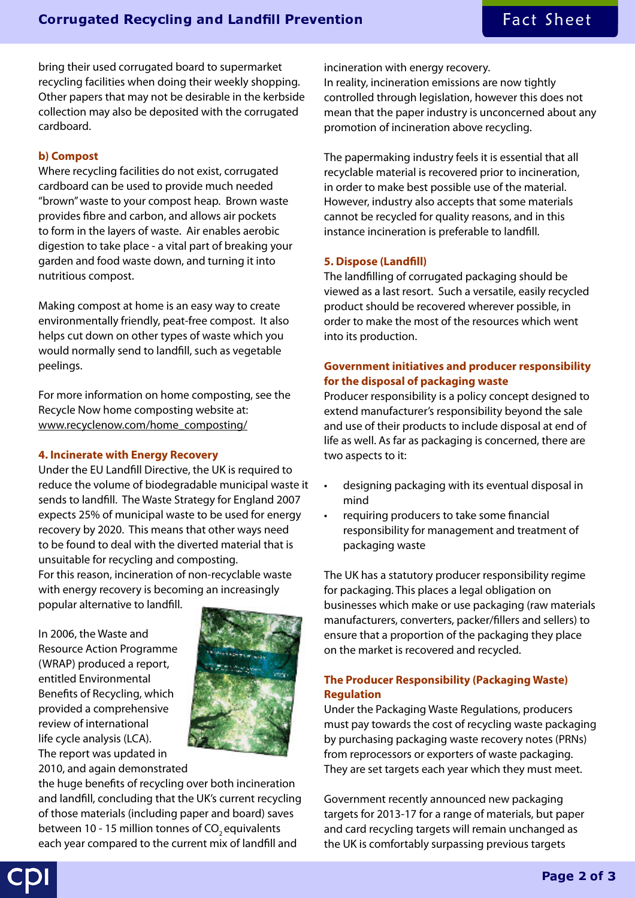bring their used corrugated board to supermarket recycling facilities when doing their weekly shopping. Other papers that may not be desirable in the kerbside collection may also be deposited with the corrugated cardboard.

#### b) Compost

Where recycling facilities do not exist, corrugated cardboard can be used to provide much needed "brown" waste to your compost heap. Brown waste provides fibre and carbon, and allows air pockets to form in the layers of waste. Air enables aerobic digestion to take place - a vital part of breaking your garden and food waste down, and turning it into nutritious compost.

Making compost at home is an easy way to create environmentally friendly, peat-free compost. It also helps cut down on other types of waste which you would normally send to landfill, such as vegetable peelings.

For more information on home composting, see the Recycle Now home composting website at: www.recyclenow.com/home_composting/

### 4. Incinerate with Energy Recovery

Under the EU Landfill Directive, the UK is required to reduce the volume of biodegradable municipal waste it sends to landfill. The Waste Strategy for England 2007 expects 25% of municipal waste to be used for energy recovery by 2020. This means that other ways need to be found to deal with the diverted material that is unsuitable for recycling and composting.
For this reason, incineration of non-recyclable waste with energy recovery is becoming an increasingly popular alternative to landfill.

In 2006, the Waste and Resource Action Programme (WRAP) produced a report, entitled Environmental Benefits of Recycling, which provided a comprehensive review of international life cycle analysis (LCA). The report was updated in 2010, and again demonstrated the huge benefits of recycling over both incineration and landfill, concluding that the UK's current recycling of those materials (including paper and board) saves between 10 - 15 million tonnes of $CO_2$ equivalents each year compared to the current mix of landfill and incineration with energy recovery.
In reality, incineration emissions are now tightly controlled through legislation, however this does not mean that the paper industry is unconcerned about any promotion of incineration above recycling.

The papermaking industry feels it is essential that all recyclable material is recovered prior to incineration, in order to make best possible use of the material. However, industry also accepts that some materials cannot be recycled for quality reasons, and in this instance incineration is preferable to landfill.

### 5. Dispose (Landfill)

The landfilling of corrugated packaging should be viewed as a last resort. Such a versatile, easily recycled product should be recovered wherever possible, in order to make the most of the resources which went into its production.

### Government initiatives and producer responsibility for the disposal of packaging waste

Producer responsibility is a policy concept designed to extend manufacturer's responsibility beyond the sale and use of their products to include disposal at end of life as well. As far as packaging is concerned, there are two aspects to it:

- designing packaging with its eventual disposal in mind
- requiring producers to take some financial responsibility for management and treatment of packaging waste

The UK has a statutory producer responsibility regime for packaging. This places a legal obligation on businesses which make or use packaging (raw materials manufacturers, converters, packer/fillers and sellers) to ensure that a proportion of the packaging they place on the market is recovered and recycled.

### The Producer Responsibility (Packaging Waste) Regulation

Under the Packaging Waste Regulations, producers must pay towards the cost of recycling waste packaging by purchasing packaging waste recovery notes (PRNs) from reprocessors or exporters of waste packaging. They are set targets each year which they must meet.

Government recently announced new packaging targets for 2013-17 for a range of materials, but paper and card recycling targets will remain unchanged as the UK is comfortably surpassing previous targets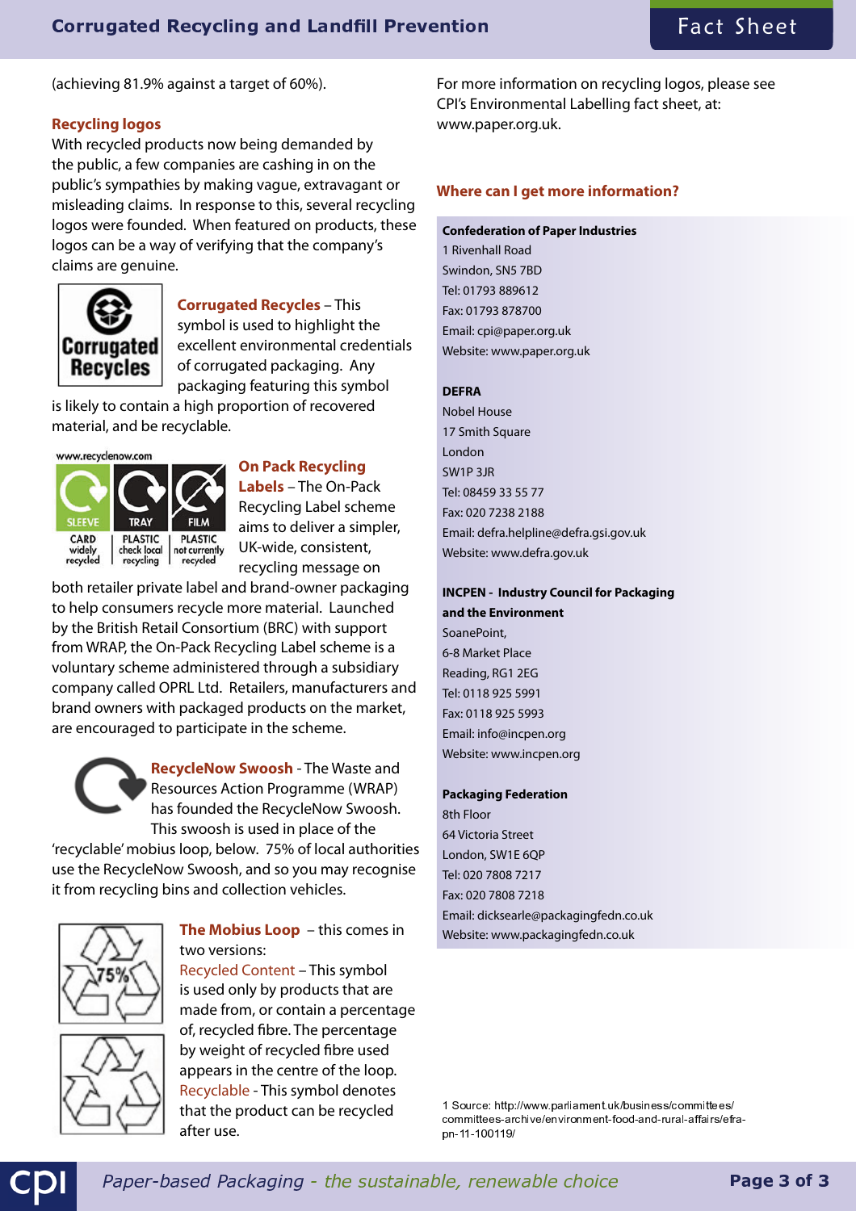(achieving 81.9% against a target of 60%).

### Recycling logos

With recycled products now being demanded by the public, a few companies are cashing in on the public's sympathies by making vague, extravagant or misleading claims. In response to this, several recycling logos were founded. When featured on products, these logos can be a way of verifying that the company's claims are genuine.

**Corrugated Recycles** – This symbol is used to highlight the excellent environmental credentials of corrugated packaging. Any packaging featuring this symbol is likely to contain a high proportion of recovered material, and be recyclable.

**On Pack Recycling Labels** – The On-Pack Recycling Label scheme aims to deliver a simpler, UK-wide, consistent, recycling message on both retailer private label and brand-owner packaging to help consumers recycle more material. Launched by the British Retail Consortium (BRC) with support from WRAP, the On-Pack Recycling Label scheme is a voluntary scheme administered through a subsidiary company called OPRL Ltd. Retailers, manufacturers and brand owners with packaged products on the market, are encouraged to participate in the scheme.

**RecycleNow Swoosh** - The Waste and Resources Action Programme (WRAP) has founded the RecycleNow Swoosh. This swoosh is used in place of the 'recyclable' mobius loop, below. 75% of local authorities use the RecycleNow Swoosh, and so you may recognise it from recycling bins and collection vehicles.

**The Mobius Loop** – this comes in two versions:

Recycled Content – This symbol is used only by products that are made from, or contain a percentage of, recycled fibre. The percentage by weight of recycled fibre used appears in the centre of the loop.

Recyclable - This symbol denotes that the product can be recycled after use.

For more information on recycling logos, please see CPI's Environmental Labelling fact sheet, at: www.paper.org.uk.

### Where can I get more information?

**Confederation of Paper Industries**
1 Rivenhall Road
Swindon, SN5 7BD
Tel: 01793 889612
Fax: 01793 878700
Email: cpi@paper.org.uk
Website: www.paper.org.uk

**DEFRA**
Nobel House
17 Smith Square
London
SW1P 3JR
Tel: 08459 33 55 77
Fax: 020 7238 2188
Email: defra.helpline@defra.gsi.gov.uk
Website: www.defra.gov.uk

**INCPEN - Industry Council for Packaging and the Environment**
SoanePoint,
6-8 Market Place
Reading, RG1 2EG
Tel: 0118 925 5991
Fax: 0118 925 5993
Email: info@incpen.org
Website: www.incpen.org

**Packaging Federation**
8th Floor
64 Victoria Street
London, SW1E 6QP
Tel: 020 7808 7217
Fax: 020 7808 7218
Email: dicksearle@packagingfedn.co.uk
Website: www.packagingfedn.co.uk

1 Source: http://www.parliament.uk/business/committees/committees-archive/environment-food-and-rural-affairs/efra-pn-11-100119/